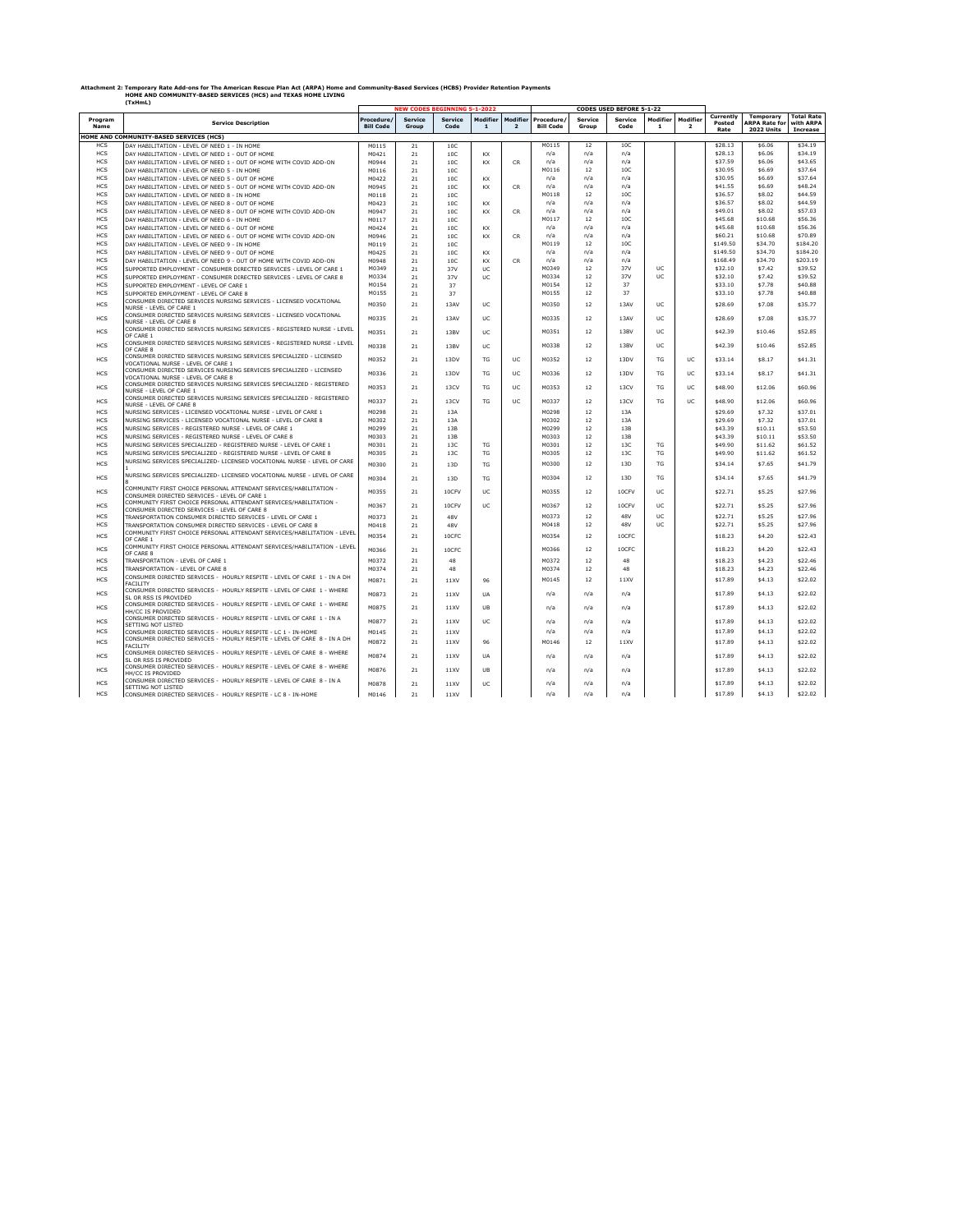**Attachment 2: Temporary Rate Add-ons for The American Rescue Plan Act (ARPA) Home and Community-Based Services (HCBS) Provider Retention Payments**
**HOME AND COMMUNITY-BASED SERVICES (HCS) and TEXAS HOME LIVING (TxHmL)**

| | | NEW CODES BEGINNING 5-1-2022 | | | | | CODES USED BEFORE 5-1-22 | | | | | | | |
|---|---|---|---|---|---|---|---|---|---|---|---|---|---|---|
| Program Name | Service Description | Procedure/ Bill Code | Service Group | Service Code | Modifier 1 | Modifier 2 | Procedure/ Bill Code | Service Group | Service Code | Modifier 1 | Modifier 2 | Currently Posted Rate | Temporary ARPA Rate for 2022 Units | Total Rate with ARPA Increase |
| **HOME AND COMMUNITY-BASED SERVICES (HCS)** | | | | | | | | | | | | | | |
| HCS | DAY HABILITATION - LEVEL OF NEED 1 - IN HOME | M0115 | 21 | 10C | | | M0115 | 12 | 10C | | | $28.13 | $6.06 | $34.19 |
| HCS | DAY HABILITATION - LEVEL OF NEED 1 - OUT OF HOME | M0421 | 21 | 10C | KX | | n/a | n/a | n/a | | | $28.13 | $6.06 | $34.19 |
| HCS | DAY HABILITATION - LEVEL OF NEED 1 - OUT OF HOME WITH COVID ADD-ON | M0944 | 21 | 10C | KX | CR | n/a | n/a | n/a | | | $37.59 | $6.06 | $43.65 |
| HCS | DAY HABILITATION - LEVEL OF NEED 5 - IN HOME | M0116 | 21 | 10C | | | M0116 | 12 | 10C | | | $30.95 | $6.69 | $37.64 |
| HCS | DAY HABILITATION - LEVEL OF NEED 5 - OUT OF HOME | M0422 | 21 | 10C | KX | | n/a | n/a | n/a | | | $30.95 | $6.69 | $37.64 |
| HCS | DAY HABILITATION - LEVEL OF NEED 5 - OUT OF HOME WITH COVID ADD-ON | M0945 | 21 | 10C | KX | CR | n/a | n/a | n/a | | | $41.55 | $6.69 | $48.24 |
| HCS | DAY HABILITATION - LEVEL OF NEED 8 - IN HOME | M0118 | 21 | 10C | | | M0118 | 12 | 10C | | | $36.57 | $8.02 | $44.59 |
| HCS | DAY HABILITATION - LEVEL OF NEED 8 - OUT OF HOME | M0423 | 21 | 10C | KX | | n/a | n/a | n/a | | | $36.57 | $8.02 | $44.59 |
| HCS | DAY HABILITATION - LEVEL OF NEED 8 - OUT OF HOME WITH COVID ADD-ON | M0947 | 21 | 10C | KX | CR | n/a | n/a | n/a | | | $49.01 | $8.02 | $57.03 |
| HCS | DAY HABILITATION - LEVEL OF NEED 6 - IN HOME | M0117 | 21 | 10C | | | M0117 | 12 | 10C | | | $45.68 | $10.68 | $56.36 |
| HCS | DAY HABILITATION - LEVEL OF NEED 6 - OUT OF HOME | M0424 | 21 | 10C | KX | | n/a | n/a | n/a | | | $45.68 | $10.68 | $56.36 |
| HCS | DAY HABILITATION - LEVEL OF NEED 6 - OUT OF HOME WITH COVID ADD-ON | M0946 | 21 | 10C | KX | CR | n/a | n/a | n/a | | | $60.21 | $10.68 | $70.89 |
| HCS | DAY HABILITATION - LEVEL OF NEED 9 - IN HOME | M0119 | 21 | 10C | | | M0119 | 12 | 10C | | | $149.50 | $34.70 | $184.20 |
| HCS | DAY HABILITATION - LEVEL OF NEED 9 - OUT OF HOME | M0425 | 21 | 10C | KX | | n/a | n/a | n/a | | | $149.50 | $34.70 | $184.20 |
| HCS | DAY HABILITATION - LEVEL OF NEED 9 - OUT OF HOME WITH COVID ADD-ON | M0948 | 21 | 10C | KX | CR | n/a | n/a | n/a | | | $168.49 | $34.70 | $203.19 |
| HCS | SUPPORTED EMPLOYMENT - CONSUMER DIRECTED SERVICES - LEVEL OF CARE 1 | M0349 | 21 | 37V | UC | | M0349 | 12 | 37V | UC | | $32.10 | $7.42 | $39.52 |
| HCS | SUPPORTED EMPLOYMENT - CONSUMER DIRECTED SERVICES - LEVEL OF CARE 8 | M0334 | 21 | 37V | UC | | M0334 | 12 | 37V | UC | | $32.10 | $7.42 | $39.52 |
| HCS | SUPPORTED EMPLOYMENT - LEVEL OF CARE 1 | M0154 | 21 | 37 | | | M0154 | 12 | 37 | | | $33.10 | $7.78 | $40.88 |
| HCS | SUPPORTED EMPLOYMENT - LEVEL OF CARE 8 | M0155 | 21 | 37 | | | M0155 | 12 | 37 | | | $33.10 | $7.78 | $40.88 |
| HCS | CONSUMER DIRECTED SERVICES NURSING SERVICES - LICENSED VOCATIONAL NURSE - LEVEL OF CARE 1 | M0350 | 21 | 13AV | UC | | M0350 | 12 | 13AV | UC | | $28.69 | $7.08 | $35.77 |
| HCS | CONSUMER DIRECTED SERVICES NURSING SERVICES - LICENSED VOCATIONAL NURSE - LEVEL OF CARE 8 | M0335 | 21 | 13AV | UC | | M0335 | 12 | 13AV | UC | | $28.69 | $7.08 | $35.77 |
| HCS | CONSUMER DIRECTED SERVICES NURSING SERVICES - REGISTERED NURSE - LEVEL OF CARE 1 | M0351 | 21 | 13BV | UC | | M0351 | 12 | 13BV | UC | | $42.39 | $10.46 | $52.85 |
| HCS | CONSUMER DIRECTED SERVICES NURSING SERVICES - REGISTERED NURSE - LEVEL OF CARE 8 | M0338 | 21 | 13BV | UC | | M0338 | 12 | 13BV | UC | | $42.39 | $10.46 | $52.85 |
| HCS | CONSUMER DIRECTED SERVICES NURSING SERVICES SPECIALIZED - LICENSED VOCATIONAL NURSE - LEVEL OF CARE 1 | M0352 | 21 | 13DV | TG | UC | M0352 | 12 | 13DV | TG | UC | $33.14 | $8.17 | $41.31 |
| HCS | CONSUMER DIRECTED SERVICES NURSING SERVICES SPECIALIZED - LICENSED VOCATIONAL NURSE - LEVEL OF CARE 8 | M0336 | 21 | 13DV | TG | UC | M0336 | 12 | 13DV | TG | UC | $33.14 | $8.17 | $41.31 |
| HCS | CONSUMER DIRECTED SERVICES NURSING SERVICES SPECIALIZED - REGISTERED NURSE - LEVEL OF CARE 1 | M0353 | 21 | 13CV | TG | UC | M0353 | 12 | 13CV | TG | UC | $48.90 | $12.06 | $60.96 |
| HCS | CONSUMER DIRECTED SERVICES NURSING SERVICES SPECIALIZED - REGISTERED NURSE - LEVEL OF CARE 8 | M0337 | 21 | 13CV | TG | UC | M0337 | 12 | 13CV | TG | UC | $48.90 | $12.06 | $60.96 |
| HCS | NURSING SERVICES - LICENSED VOCATIONAL NURSE - LEVEL OF CARE 1 | M0298 | 21 | 13A | | | M0298 | 12 | 13A | | | $29.69 | $7.32 | $37.01 |
| HCS | NURSING SERVICES - LICENSED VOCATIONAL NURSE - LEVEL OF CARE 8 | M0302 | 21 | 13A | | | M0302 | 12 | 13A | | | $29.69 | $7.32 | $37.01 |
| HCS | NURSING SERVICES - REGISTERED NURSE - LEVEL OF CARE 1 | M0299 | 21 | 13B | | | M0299 | 12 | 13B | | | $43.39 | $10.11 | $53.50 |
| HCS | NURSING SERVICES - REGISTERED NURSE - LEVEL OF CARE 8 | M0303 | 21 | 13B | | | M0303 | 12 | 13B | | | $43.39 | $10.11 | $53.50 |
| HCS | NURSING SERVICES SPECIALIZED - REGISTERED NURSE - LEVEL OF CARE 1 | M0301 | 21 | 13C | TG | | M0301 | 12 | 13C | TG | | $49.90 | $11.62 | $61.52 |
| HCS | NURSING SERVICES SPECIALIZED - REGISTERED NURSE - LEVEL OF CARE 8 | M0305 | 21 | 13C | TG | | M0305 | 12 | 13C | TG | | $49.90 | $11.62 | $61.52 |
| HCS | NURSING SERVICES SPECIALIZED- LICENSED VOCATIONAL NURSE - LEVEL OF CARE 1 | M0300 | 21 | 13D | TG | | M0300 | 12 | 13D | TG | | $34.14 | $7.65 | $41.79 |
| HCS | NURSING SERVICES SPECIALIZED- LICENSED VOCATIONAL NURSE - LEVEL OF CARE 8 | M0304 | 21 | 13D | TG | | M0304 | 12 | 13D | TG | | $34.14 | $7.65 | $41.79 |
| HCS | COMMUNITY FIRST CHOICE PERSONAL ATTENDANT SERVICES/HABILITATION - CONSUMER DIRECTED SERVICES - LEVEL OF CARE 1 | M0355 | 21 | 10CFV | UC | | M0355 | 12 | 10CFV | UC | | $22.71 | $5.25 | $27.96 |
| HCS | COMMUNITY FIRST CHOICE PERSONAL ATTENDANT SERVICES/HABILITATION - CONSUMER DIRECTED SERVICES - LEVEL OF CARE 8 | M0367 | 21 | 10CFV | UC | | M0367 | 12 | 10CFV | UC | | $22.71 | $5.25 | $27.96 |
| HCS | TRANSPORTATION CONSUMER DIRECTED SERVICES - LEVEL OF CARE 1 | M0373 | 21 | 48V | | | M0373 | 12 | 48V | UC | | $22.71 | $5.25 | $27.96 |
| HCS | TRANSPORTATION CONSUMER DIRECTED SERVICES - LEVEL OF CARE 8 | M0418 | 21 | 48V | | | M0418 | 12 | 48V | UC | | $22.71 | $5.25 | $27.96 |
| HCS | COMMUNITY FIRST CHOICE PERSONAL ATTENDANT SERVICES/HABILITATION - LEVEL OF CARE 1 | M0354 | 21 | 10CFC | | | M0354 | 12 | 10CFC | | | $18.23 | $4.20 | $22.43 |
| HCS | COMMUNITY FIRST CHOICE PERSONAL ATTENDANT SERVICES/HABILITATION - LEVEL OF CARE 8 | M0366 | 21 | 10CFC | | | M0366 | 12 | 10CFC | | | $18.23 | $4.20 | $22.43 |
| HCS | TRANSPORTATION - LEVEL OF CARE 1 | M0372 | 21 | 48 | | | M0372 | 12 | 48 | | | $18.23 | $4.23 | $22.46 |
| HCS | TRANSPORTATION - LEVEL OF CARE 8 | M0374 | 21 | 48 | | | M0374 | 12 | 48 | | | $18.23 | $4.23 | $22.46 |
| HCS | CONSUMER DIRECTED SERVICES - HOURLY RESPITE - LEVEL OF CARE 1 - IN A DH FACILITY | M0871 | 21 | 11XV | 96 | | M0145 | 12 | 11XV | | | $17.89 | $4.13 | $22.02 |
| HCS | CONSUMER DIRECTED SERVICES - HOURLY RESPITE - LEVEL OF CARE 1 - WHERE SL OR RSS IS PROVIDED | M0873 | 21 | 11XV | UA | | n/a | n/a | n/a | | | $17.89 | $4.13 | $22.02 |
| HCS | CONSUMER DIRECTED SERVICES - HOURLY RESPITE - LEVEL OF CARE 1 - WHERE HH/CC IS PROVIDED | M0875 | 21 | 11XV | UB | | n/a | n/a | n/a | | | $17.89 | $4.13 | $22.02 |
| HCS | CONSUMER DIRECTED SERVICES - HOURLY RESPITE - LEVEL OF CARE 1 - IN A SETTING NOT LISTED | M0877 | 21 | 11XV | UC | | n/a | n/a | n/a | | | $17.89 | $4.13 | $22.02 |
| HCS | CONSUMER DIRECTED SERVICES - HOURLY RESPITE - LC 1 - IN-HOME | M0145 | 21 | 11XV | | | n/a | n/a | n/a | | | $17.89 | $4.13 | $22.02 |
| HCS | CONSUMER DIRECTED SERVICES - HOURLY RESPITE - LEVEL OF CARE 8 - IN A DH FACILITY | M0872 | 21 | 11XV | 96 | | M0146 | 12 | 11XV | | | $17.89 | $4.13 | $22.02 |
| HCS | CONSUMER DIRECTED SERVICES - HOURLY RESPITE - LEVEL OF CARE 8 - WHERE SL OR RSS IS PROVIDED | M0874 | 21 | 11XV | UA | | n/a | n/a | n/a | | | $17.89 | $4.13 | $22.02 |
| HCS | CONSUMER DIRECTED SERVICES - HOURLY RESPITE - LEVEL OF CARE 8 - WHERE HH/CC IS PROVIDED | M0876 | 21 | 11XV | UB | | n/a | n/a | n/a | | | $17.89 | $4.13 | $22.02 |
| HCS | CONSUMER DIRECTED SERVICES - HOURLY RESPITE - LEVEL OF CARE 8 - IN A SETTING NOT LISTED | M0878 | 21 | 11XV | UC | | n/a | n/a | n/a | | | $17.89 | $4.13 | $22.02 |
| HCS | CONSUMER DIRECTED SERVICES - HOURLY RESPITE - LC 8 - IN-HOME | M0146 | 21 | 11XV | | | n/a | n/a | n/a | | | $17.89 | $4.13 | $22.02 |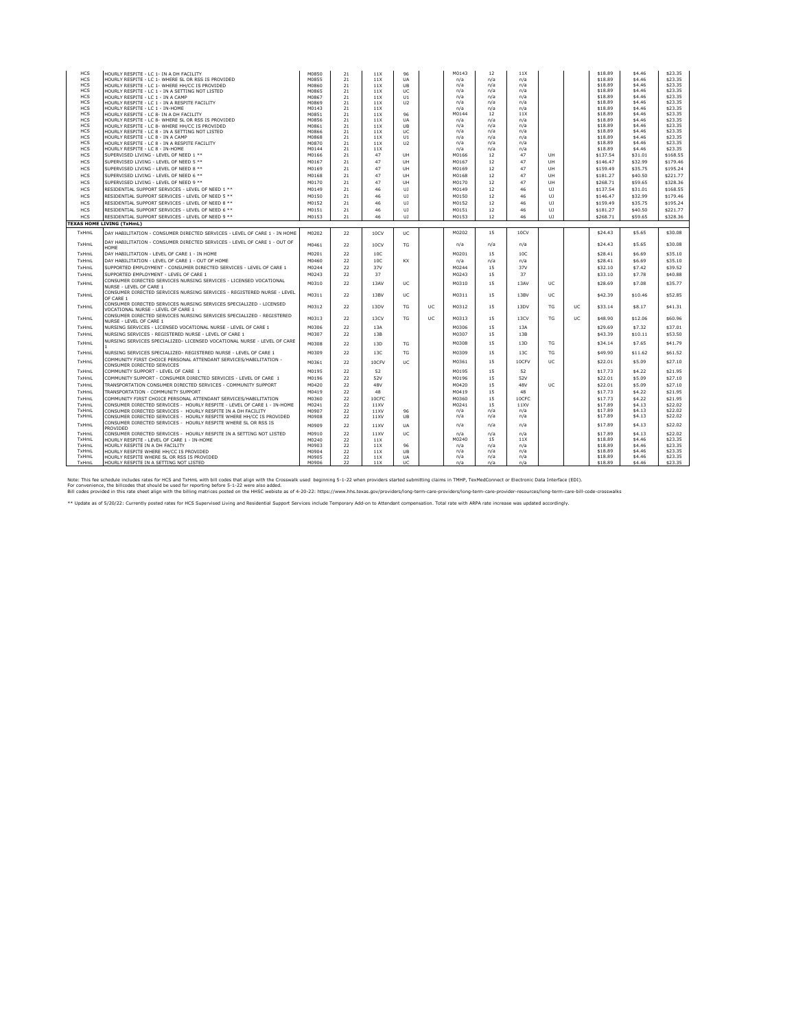| | | | | | | | | | | | | | | |
|---|---|---|---|---|---|---|---|---|---|---|---|---|---|---|
| HCS | HOURLY RESPITE - LC 1- IN A DH FACILITY | M0850 | 21 | 11X | 96 | | M0143 | 12 | 11X | | | $18.89 | $4.46 | $23.35 |
| HCS | HOURLY RESPITE - LC 1- WHERE SL OR RSS IS PROVIDED | M0855 | 21 | 11X | UA | | n/a | n/a | n/a | | | $18.89 | $4.46 | $23.35 |
| HCS | HOURLY RESPITE - LC 1- WHERE HH/CC IS PROVIDED | M0860 | 21 | 11X | UB | | n/a | n/a | n/a | | | $18.89 | $4.46 | $23.35 |
| HCS | HOURLY RESPITE - LC 1 - IN A SETTING NOT LISTED | M0865 | 21 | 11X | UC | | n/a | n/a | n/a | | | $18.89 | $4.46 | $23.35 |
| HCS | HOURLY RESPITE - LC 1 - IN A CAMP | M0867 | 21 | 11X | U1 | | n/a | n/a | n/a | | | $18.89 | $4.46 | $23.35 |
| HCS | HOURLY RESPITE - LC 1 - IN A RESPITE FACILITY | M0869 | 21 | 11X | U2 | | n/a | n/a | n/a | | | $18.89 | $4.46 | $23.35 |
| HCS | HOURLY RESPITE - LC 1 - IN-HOME | M0143 | 21 | 11X | | | n/a | n/a | n/a | | | $18.89 | $4.46 | $23.35 |
| HCS | HOURLY RESPITE - LC 8- IN A DH FACILITY | M0851 | 21 | 11X | 96 | | M0144 | 12 | 11X | | | $18.89 | $4.46 | $23.35 |
| HCS | HOURLY RESPITE - LC 8- WHERE SL OR RSS IS PROVIDED | M0856 | 21 | 11X | UA | | n/a | n/a | n/a | | | $18.89 | $4.46 | $23.35 |
| HCS | HOURLY RESPITE - LC 8- WHERE HH/CC IS PROVIDED | M0861 | 21 | 11X | UB | | n/a | n/a | n/a | | | $18.89 | $4.46 | $23.35 |
| HCS | HOURLY RESPITE - LC 8 - IN A SETTING NOT LISTED | M0866 | 21 | 11X | UC | | n/a | n/a | n/a | | | $18.89 | $4.46 | $23.35 |
| HCS | HOURLY RESPITE - LC 8 - IN A CAMP | M0868 | 21 | 11X | U1 | | n/a | n/a | n/a | | | $18.89 | $4.46 | $23.35 |
| HCS | HOURLY RESPITE - LC 8 - IN A RESPITE FACILITY | M0870 | 21 | 11X | U2 | | n/a | n/a | n/a | | | $18.89 | $4.46 | $23.35 |
| HCS | HOURLY RESPITE - LC 8 - IN-HOME | M0144 | 21 | 11X | | | n/a | n/a | n/a | | | $18.89 | $4.46 | $23.35 |
| HCS | SUPERVISED LIVING - LEVEL OF NEED 1 ** | M0166 | 21 | 47 | UH | | M0166 | 12 | 47 | UH | | $137.54 | $31.01 | $168.55 |
| HCS | SUPERVISED LIVING - LEVEL OF NEED 5 ** | M0167 | 21 | 47 | UH | | M0167 | 12 | 47 | UH | | $146.47 | $32.99 | $179.46 |
| HCS | SUPERVISED LIVING - LEVEL OF NEED 8 ** | M0169 | 21 | 47 | UH | | M0169 | 12 | 47 | UH | | $159.49 | $35.75 | $195.24 |
| HCS | SUPERVISED LIVING - LEVEL OF NEED 6 ** | M0168 | 21 | 47 | UH | | M0168 | 12 | 47 | UH | | $181.27 | $40.50 | $221.77 |
| HCS | SUPERVISED LIVING - LEVEL OF NEED 9 ** | M0170 | 21 | 47 | UH | | M0170 | 12 | 47 | UH | | $268.71 | $59.65 | $328.36 |
| HCS | RESIDENTIAL SUPPORT SERVICES - LEVEL OF NEED 1 ** | M0149 | 21 | 46 | UJ | | M0149 | 12 | 46 | UJ | | $137.54 | $31.01 | $168.55 |
| HCS | RESIDENTIAL SUPPORT SERVICES - LEVEL OF NEED 5 ** | M0150 | 21 | 46 | UJ | | M0150 | 12 | 46 | UJ | | $146.47 | $32.99 | $179.46 |
| HCS | RESIDENTIAL SUPPORT SERVICES - LEVEL OF NEED 8 ** | M0152 | 21 | 46 | UJ | | M0152 | 12 | 46 | UJ | | $159.49 | $35.75 | $195.24 |
| HCS | RESIDENTIAL SUPPORT SERVICES - LEVEL OF NEED 6 ** | M0151 | 21 | 46 | UJ | | M0151 | 12 | 46 | UJ | | $181.27 | $40.50 | $221.77 |
| HCS | RESIDENTIAL SUPPORT SERVICES - LEVEL OF NEED 9 ** | M0153 | 21 | 46 | UJ | | M0153 | 12 | 46 | UJ | | $268.71 | $59.65 | $328.36 |
| **TEXAS HOME LIVING (TxHmL)** | | | | | | | | | | | | | | |
| TxHmL | DAY HABILITATION - CONSUMER DIRECTED SERVICES - LEVEL OF CARE 1 - IN HOME | M0202 | 22 | 10CV | UC | | M0202 | 15 | 10CV | | | $24.43 | $5.65 | $30.08 |
| TxHmL | DAY HABILITATION - CONSUMER DIRECTED SERVICES - LEVEL OF CARE 1 - OUT OF HOME | M0461 | 22 | 10CV | TG | | n/a | n/a | n/a | | | $24.43 | $5.65 | $30.08 |
| TxHmL | DAY HABILITATION - LEVEL OF CARE 1 - IN HOME | M0201 | 22 | 10C | | | M0201 | 15 | 10C | | | $28.41 | $6.69 | $35.10 |
| TxHmL | DAY HABILITATION - LEVEL OF CARE 1 - OUT OF HOME | M0460 | 22 | 10C | KX | | n/a | n/a | n/a | | | $28.41 | $6.69 | $35.10 |
| TxHmL | SUPPORTED EMPLOYMENT - CONSUMER DIRECTED SERVICES - LEVEL OF CARE 1 | M0244 | 22 | 37V | | | M0244 | 15 | 37V | | | $32.10 | $7.42 | $39.52 |
| TxHmL | SUPPORTED EMPLOYMENT - LEVEL OF CARE 1 | M0243 | 22 | 37 | | | M0243 | 15 | 37 | | | $33.10 | $7.78 | $40.88 |
| TxHmL | CONSUMER DIRECTED SERVICES NURSING SERVICES - LICENSED VOCATIONAL NURSE - LEVEL OF CARE 1 | M0310 | 22 | 13AV | UC | | M0310 | 15 | 13AV | UC | | $28.69 | $7.08 | $35.77 |
| TxHmL | CONSUMER DIRECTED SERVICES NURSING SERVICES - REGISTERED NURSE - LEVEL OF CARE 1 | M0311 | 22 | 13BV | UC | | M0311 | 15 | 13BV | UC | | $42.39 | $10.46 | $52.85 |
| TxHmL | CONSUMER DIRECTED SERVICES NURSING SERVICES SPECIALIZED - LICENSED VOCATIONAL NURSE - LEVEL OF CARE 1 | M0312 | 22 | 13DV | TG | UC | M0312 | 15 | 13DV | TG | UC | $33.14 | $8.17 | $41.31 |
| TxHmL | CONSUMER DIRECTED SERVICES NURSING SERVICES SPECIALIZED - REGISTERED NURSE - LEVEL OF CARE 1 | M0313 | 22 | 13CV | TG | UC | M0313 | 15 | 13CV | TG | UC | $48.90 | $12.06 | $60.96 |
| TxHmL | NURSING SERVICES - LICENSED VOCATIONAL NURSE - LEVEL OF CARE 1 | M0306 | 22 | 13A | | | M0306 | 15 | 13A | | | $29.69 | $7.32 | $37.01 |
| TxHmL | NURSING SERVICES - REGISTERED NURSE - LEVEL OF CARE 1 | M0307 | 22 | 13B | | | M0307 | 15 | 13B | | | $43.39 | $10.11 | $53.50 |
| TxHmL | NURSING SERVICES SPECIALIZED- LICENSED VOCATIONAL NURSE - LEVEL OF CARE 1 | M0308 | 22 | 13D | TG | | M0308 | 15 | 13D | TG | | $34.14 | $7.65 | $41.79 |
| TxHmL | NURSING SERVICES SPECIALIZED- REGISTERED NURSE - LEVEL OF CARE 1 | M0309 | 22 | 13C | TG | | M0309 | 15 | 13C | TG | | $49.90 | $11.62 | $61.52 |
| TxHmL | COMMUNITY FIRST CHOICE PERSONAL ATTENDANT SERVICES/HABILITATION - CONSUMER DIRECTED SERVICES | M0361 | 22 | 10CFV | UC | | M0361 | 15 | 10CFV | UC | | $22.01 | $5.09 | $27.10 |
| TxHmL | COMMUNITY SUPPORT - LEVEL OF CARE 1 | M0195 | 22 | 52 | | | M0195 | 15 | 52 | | | $17.73 | $4.22 | $21.95 |
| TxHmL | COMMUNITY SUPPORT - CONSUMER DIRECTED SERVICES - LEVEL OF CARE 1 | M0196 | 22 | 52V | | | M0196 | 15 | 52V | | | $22.01 | $5.09 | $27.10 |
| TxHmL | TRANSPORTATION CONSUMER DIRECTED SERVICES - COMMUNITY SUPPORT | M0420 | 22 | 48V | | | M0420 | 15 | 48V | UC | | $22.01 | $5.09 | $27.10 |
| TxHmL | TRANSPORTATION - COMMUNITY SUPPORT | M0419 | 22 | 48 | | | M0419 | 15 | 48 | | | $17.73 | $4.22 | $21.95 |
| TxHmL | COMMUNITY FIRST CHOICE PERSONAL ATTENDANT SERVICES/HABILITATION | M0360 | 22 | 10CFC | | | M0360 | 15 | 10CFC | | | $17.73 | $4.22 | $21.95 |
| TxHmL | CONSUMER DIRECTED SERVICES - HOURLY RESPITE - LEVEL OF CARE 1 - IN-HOME | M0241 | 22 | 11XV | | | M0241 | 15 | 11XV | | | $17.89 | $4.13 | $22.02 |
| TxHmL | CONSUMER DIRECTED SERVICES - HOURLY RESPITE IN A DH FACILITY | M0907 | 22 | 11XV | 96 | | n/a | n/a | n/a | | | $17.89 | $4.13 | $22.02 |
| TxHmL | CONSUMER DIRECTED SERVICES - HOURLY RESPITE WHERE HH/CC IS PROVIDED | M0908 | 22 | 11XV | UB | | n/a | n/a | n/a | | | $17.89 | $4.13 | $22.02 |
| TxHmL | CONSUMER DIRECTED SERVICES - HOURLY RESPITE WHERE SL OR RSS IS PROVIDED | M0909 | 22 | 11XV | UA | | n/a | n/a | n/a | | | $17.89 | $4.13 | $22.02 |
| TxHmL | CONSUMER DIRECTED SERVICES - HOURLY RESPITE IN A SETTING NOT LISTED | M0910 | 22 | 11XV | UC | | n/a | n/a | n/a | | | $17.89 | $4.13 | $22.02 |
| TxHmL | HOURLY RESPITE - LEVEL OF CARE 1 - IN-HOME | M0240 | 22 | 11X | | | M0240 | 15 | 11X | | | $18.89 | $4.46 | $23.35 |
| TxHmL | HOURLY RESPITE IN A DH FACILITY | M0903 | 22 | 11X | 96 | | n/a | n/a | n/a | | | $18.89 | $4.46 | $23.35 |
| TxHmL | HOURLY RESPITE WHERE HH/CC IS PROVIDED | M0904 | 22 | 11X | UB | | n/a | n/a | n/a | | | $18.89 | $4.46 | $23.35 |
| TxHmL | HOURLY RESPITE WHERE SL OR RSS IS PROVIDED | M0905 | 22 | 11X | UA | | n/a | n/a | n/a | | | $18.89 | $4.46 | $23.35 |
| TxHmL | HOURLY RESPITE IN A SETTING NOT LISTED | M0906 | 22 | 11X | UC | | n/a | n/a | n/a | | | $18.89 | $4.46 | $23.35 |

Note: This fee schedule includes rates for HCS and TxHmL with bill codes that align with the Crosswalk used beginning 5-1-22 when providers started submitting claims in TMHP, TexMedConnect or Electronic Data Interface (EDI).
For convenience, the billcodes that should be used for reporting before 5-1-22 were also added.
Bill codes provided in this rate sheet align with the billing matrices posted on the HHSC webiste as of 4-20-22: https://www.hhs.texas.gov/providers/long-term-care-providers/long-term-care-provider-resources/long-term-care-bill-code-crosswalks

** Update as of 5/20/22: Currently posted rates for HCS Supervised Living and Residential Support Services include Temporary Add-on to Attendant compensation. Total rate with ARPA rate increase was updated accordingly.